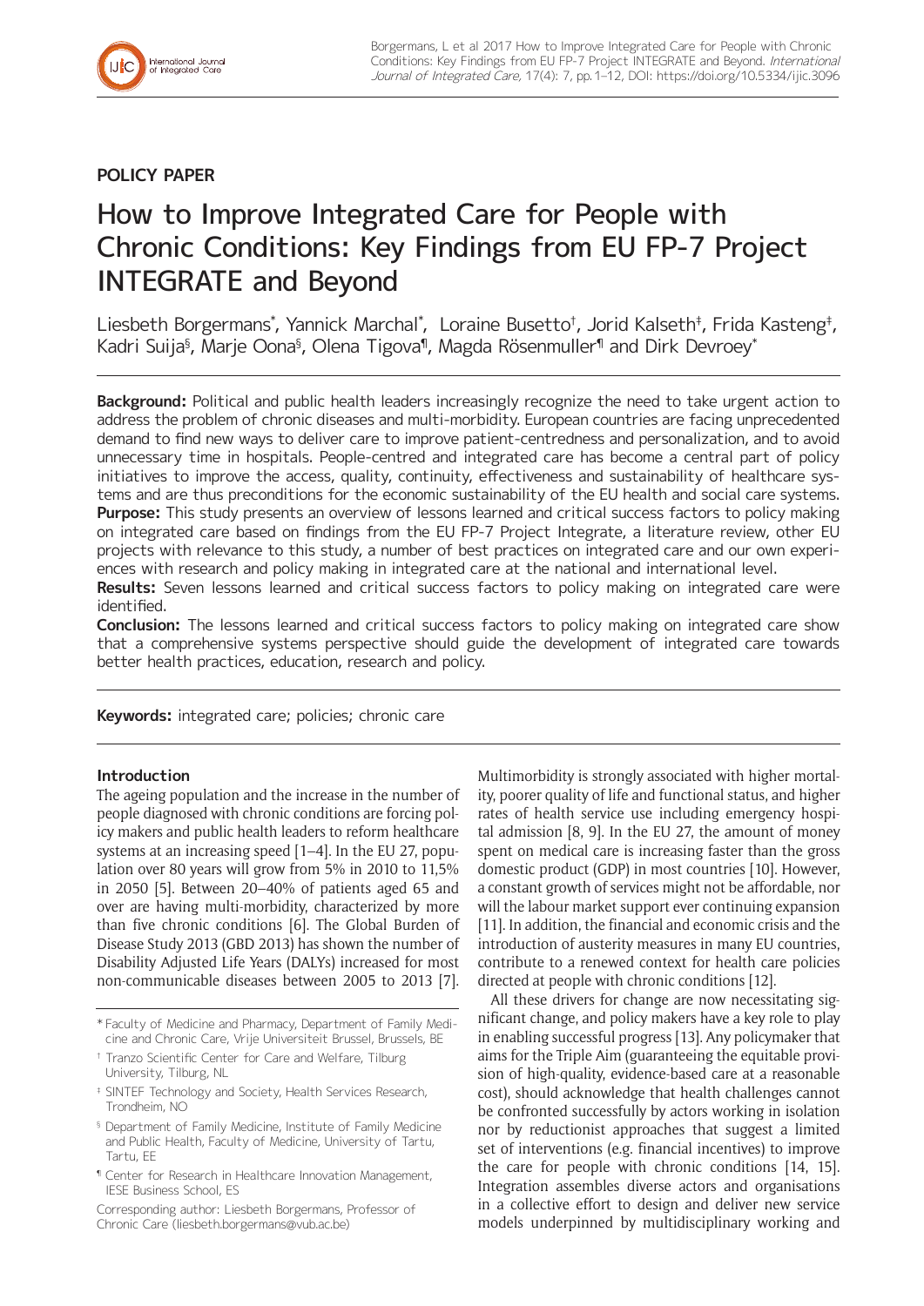POLICY PAPER

# How to Improve Integrated Care for People with Chronic Conditions: Key Findings from EU FP-7 Project INTEGRATE and Beyond

Liesbeth Borgermans*, Yannick Marchal*, Loraine Busetto†, Jorid Kalseth‡, Frida Kasteng‡, Kadri Suija§, Marje Oona§, Olena Tigova¶, Magda Rösenmuller¶ and Dirk Devroey*

**Background:** Political and public health leaders increasingly recognize the need to take urgent action to address the problem of chronic diseases and multi-morbidity. European countries are facing unprecedented demand to find new ways to deliver care to improve patient-centredness and personalization, and to avoid unnecessary time in hospitals. People-centred and integrated care has become a central part of policy initiatives to improve the access, quality, continuity, effectiveness and sustainability of healthcare systems and are thus preconditions for the economic sustainability of the EU health and social care systems.
**Purpose:** This study presents an overview of lessons learned and critical success factors to policy making on integrated care based on findings from the EU FP-7 Project Integrate, a literature review, other EU projects with relevance to this study, a number of best practices on integrated care and our own experiences with research and policy making in integrated care at the national and international level.
**Results:** Seven lessons learned and critical success factors to policy making on integrated care were identified.
**Conclusion:** The lessons learned and critical success factors to policy making on integrated care show that a comprehensive systems perspective should guide the development of integrated care towards better health practices, education, research and policy.

**Keywords:** integrated care; policies; chronic care

## Introduction

The ageing population and the increase in the number of people diagnosed with chronic conditions are forcing policy makers and public health leaders to reform healthcare systems at an increasing speed [1–4]. In the EU 27, population over 80 years will grow from 5% in 2010 to 11,5% in 2050 [5]. Between 20–40% of patients aged 65 and over are having multi-morbidity, characterized by more than five chronic conditions [6]. The Global Burden of Disease Study 2013 (GBD 2013) has shown the number of Disability Adjusted Life Years (DALYs) increased for most non-communicable diseases between 2005 to 2013 [7]. Multimorbidity is strongly associated with higher mortality, poorer quality of life and functional status, and higher rates of health service use including emergency hospital admission [8, 9]. In the EU 27, the amount of money spent on medical care is increasing faster than the gross domestic product (GDP) in most countries [10]. However, a constant growth of services might not be affordable, nor will the labour market support ever continuing expansion [11]. In addition, the financial and economic crisis and the introduction of austerity measures in many EU countries, contribute to a renewed context for health care policies directed at people with chronic conditions [12].

All these drivers for change are now necessitating significant change, and policy makers have a key role to play in enabling successful progress [13]. Any policymaker that aims for the Triple Aim (guaranteeing the equitable provision of high-quality, evidence-based care at a reasonable cost), should acknowledge that health challenges cannot be confronted successfully by actors working in isolation nor by reductionist approaches that suggest a limited set of interventions (e.g. financial incentives) to improve the care for people with chronic conditions [14, 15]. Integration assembles diverse actors and organisations in a collective effort to design and deliver new service models underpinned by multidisciplinary working and

* Faculty of Medicine and Pharmacy, Department of Family Medicine and Chronic Care, Vrije Universiteit Brussel, Brussels, BE

† Tranzo Scientific Center for Care and Welfare, Tilburg University, Tilburg, NL

‡ SINTEF Technology and Society, Health Services Research, Trondheim, NO

§ Department of Family Medicine, Institute of Family Medicine and Public Health, Faculty of Medicine, University of Tartu, Tartu, EE

¶ Center for Research in Healthcare Innovation Management, IESE Business School, ES

Corresponding author: Liesbeth Borgermans, Professor of Chronic Care (liesbeth.borgermans@vub.ac.be)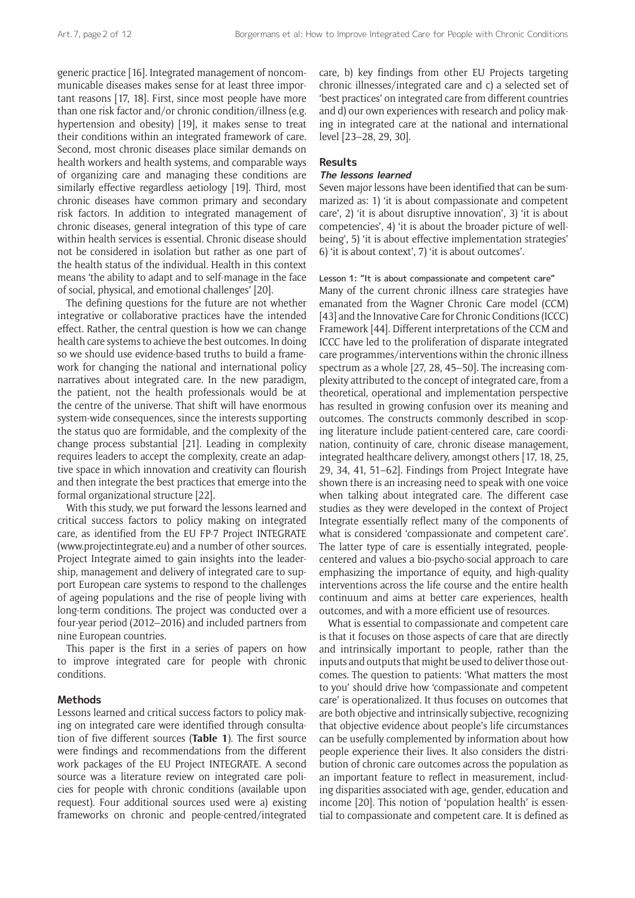generic practice [16]. Integrated management of noncommunicable diseases makes sense for at least three important reasons [17, 18]. First, since most people have more than one risk factor and/or chronic condition/illness (e.g. hypertension and obesity) [19], it makes sense to treat their conditions within an integrated framework of care. Second, most chronic diseases place similar demands on health workers and health systems, and comparable ways of organizing care and managing these conditions are similarly effective regardless aetiology [19]. Third, most chronic diseases have common primary and secondary risk factors. In addition to integrated management of chronic diseases, general integration of this type of care within health services is essential. Chronic disease should not be considered in isolation but rather as one part of the health status of the individual. Health in this context means 'the ability to adapt and to self-manage in the face of social, physical, and emotional challenges' [20].

The defining questions for the future are not whether integrative or collaborative practices have the intended effect. Rather, the central question is how we can change health care systems to achieve the best outcomes. In doing so we should use evidence-based truths to build a framework for changing the national and international policy narratives about integrated care. In the new paradigm, the patient, not the health professionals would be at the centre of the universe. That shift will have enormous system-wide consequences, since the interests supporting the status quo are formidable, and the complexity of the change process substantial [21]. Leading in complexity requires leaders to accept the complexity, create an adaptive space in which innovation and creativity can flourish and then integrate the best practices that emerge into the formal organizational structure [22].

With this study, we put forward the lessons learned and critical success factors to policy making on integrated care, as identified from the EU FP-7 Project INTEGRATE (www.projectintegrate.eu) and a number of other sources. Project Integrate aimed to gain insights into the leadership, management and delivery of integrated care to support European care systems to respond to the challenges of ageing populations and the rise of people living with long-term conditions. The project was conducted over a four-year period (2012–2016) and included partners from nine European countries.

This paper is the first in a series of papers on how to improve integrated care for people with chronic conditions.

## Methods

Lessons learned and critical success factors to policy making on integrated care were identified through consultation of five different sources (**Table 1**). The first source were findings and recommendations from the different work packages of the EU Project INTEGRATE. A second source was a literature review on integrated care policies for people with chronic conditions (available upon request). Four additional sources used were a) existing frameworks on chronic and people-centred/integrated care, b) key findings from other EU Projects targeting chronic illnesses/integrated care and c) a selected set of 'best practices' on integrated care from different countries and d) our own experiences with research and policy making in integrated care at the national and international level [23–28, 29, 30].

## Results

### *The lessons learned*

Seven major lessons have been identified that can be summarized as: 1) 'it is about compassionate and competent care', 2) 'it is about disruptive innovation', 3) 'it is about competencies', 4) 'it is about the broader picture of wellbeing', 5) 'it is about effective implementation strategies' 6) 'it is about context', 7) 'it is about outcomes'.

#### Lesson 1: "It is about compassionate and competent care"

Many of the current chronic illness care strategies have emanated from the Wagner Chronic Care model (CCM) [43] and the Innovative Care for Chronic Conditions (ICCC) Framework [44]. Different interpretations of the CCM and ICCC have led to the proliferation of disparate integrated care programmes/interventions within the chronic illness spectrum as a whole [27, 28, 45–50]. The increasing complexity attributed to the concept of integrated care, from a theoretical, operational and implementation perspective has resulted in growing confusion over its meaning and outcomes. The constructs commonly described in scoping literature include patient-centered care, care coordination, continuity of care, chronic disease management, integrated healthcare delivery, amongst others [17, 18, 25, 29, 34, 41, 51–62]. Findings from Project Integrate have shown there is an increasing need to speak with one voice when talking about integrated care. The different case studies as they were developed in the context of Project Integrate essentially reflect many of the components of what is considered 'compassionate and competent care'. The latter type of care is essentially integrated, people-centered and values a bio-psycho-social approach to care emphasizing the importance of equity, and high-quality interventions across the life course and the entire health continuum and aims at better care experiences, health outcomes, and with a more efficient use of resources.

What is essential to compassionate and competent care is that it focuses on those aspects of care that are directly and intrinsically important to people, rather than the inputs and outputs that might be used to deliver those outcomes. The question to patients: 'What matters the most to you' should drive how 'compassionate and competent care' is operationalized. It thus focuses on outcomes that are both objective and intrinsically subjective, recognizing that objective evidence about people's life circumstances can be usefully complemented by information about how people experience their lives. It also considers the distribution of chronic care outcomes across the population as an important feature to reflect in measurement, including disparities associated with age, gender, education and income [20]. This notion of 'population health' is essential to compassionate and competent care. It is defined as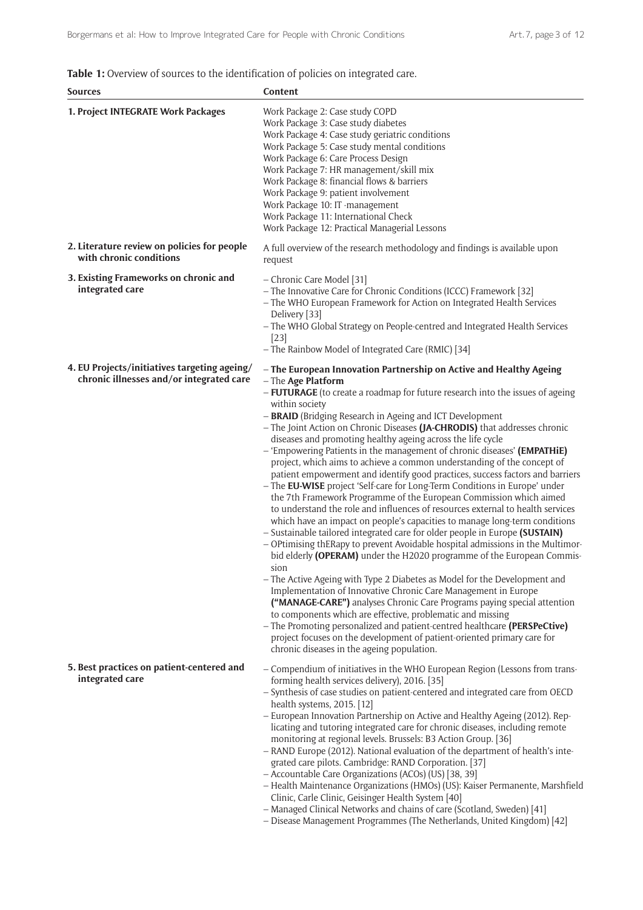**Table 1:** Overview of sources to the identification of policies on integrated care.

| Sources | Content |
|---|---|
| **1. Project INTEGRATE Work Packages** | Work Package 2: Case study COPD<br>Work Package 3: Case study diabetes<br>Work Package 4: Case study geriatric conditions<br>Work Package 5: Case study mental conditions<br>Work Package 6: Care Process Design<br>Work Package 7: HR management/skill mix<br>Work Package 8: financial flows & barriers<br>Work Package 9: patient involvement<br>Work Package 10: IT -management<br>Work Package 11: International Check<br>Work Package 12: Practical Managerial Lessons |
| **2. Literature review on policies for people with chronic conditions** | A full overview of the research methodology and findings is available upon request |
| **3. Existing Frameworks on chronic and integrated care** | – Chronic Care Model [31]<br>– The Innovative Care for Chronic Conditions (ICCC) Framework [32]<br>– The WHO European Framework for Action on Integrated Health Services Delivery [33]<br>– The WHO Global Strategy on People-centred and Integrated Health Services [23]<br>– The Rainbow Model of Integrated Care (RMIC) [34] |
| **4. EU Projects/initiatives targeting ageing/ chronic illnesses and/or integrated care** | – **The European Innovation Partnership on Active and Healthy Ageing**<br>– The **Age Platform**<br>– **FUTURAGE** (to create a roadmap for future research into the issues of ageing within society<br>– **BRAID** (Bridging Research in Ageing and ICT Development<br>– The Joint Action on Chronic Diseases **(JA-CHRODIS)** that addresses chronic diseases and promoting healthy ageing across the life cycle<br>– 'Empowering Patients in the management of chronic diseases' **(EMPATHiE)** project, which aims to achieve a common understanding of the concept of patient empowerment and identify good practices, success factors and barriers<br>– The **EU-WISE** project 'Self-care for Long-Term Conditions in Europe' under the 7th Framework Programme of the European Commission which aimed to understand the role and influences of resources external to health services which have an impact on people's capacities to manage long-term conditions<br>– Sustainable tailored integrated care for older people in Europe **(SUSTAIN)**<br>– OPtimising thERapy to prevent Avoidable hospital admissions in the Multimorbid elderly **(OPERAM)** under the H2020 programme of the European Commission<br>– The Active Ageing with Type 2 Diabetes as Model for the Development and Implementation of Innovative Chronic Care Management in Europe **("MANAGE-CARE")** analyses Chronic Care Programs paying special attention to components which are effective, problematic and missing<br>– The Promoting personalized and patient-centred healthcare **(PERSPeCtive)** project focuses on the development of patient-oriented primary care for chronic diseases in the ageing population. |
| **5. Best practices on patient-centered and integrated care** | – Compendium of initiatives in the WHO European Region (Lessons from transforming health services delivery), 2016. [35]<br>– Synthesis of case studies on patient-centered and integrated care from OECD health systems, 2015. [12]<br>– European Innovation Partnership on Active and Healthy Ageing (2012). Replicating and tutoring integrated care for chronic diseases, including remote monitoring at regional levels. Brussels: B3 Action Group. [36]<br>– RAND Europe (2012). National evaluation of the department of health's integrated care pilots. Cambridge: RAND Corporation. [37]<br>– Accountable Care Organizations (ACOs) (US) [38, 39]<br>– Health Maintenance Organizations (HMOs) (US): Kaiser Permanente, Marshfield Clinic, Carle Clinic, Geisinger Health System [40]<br>– Managed Clinical Networks and chains of care (Scotland, Sweden) [41]<br>– Disease Management Programmes (The Netherlands, United Kingdom) [42] |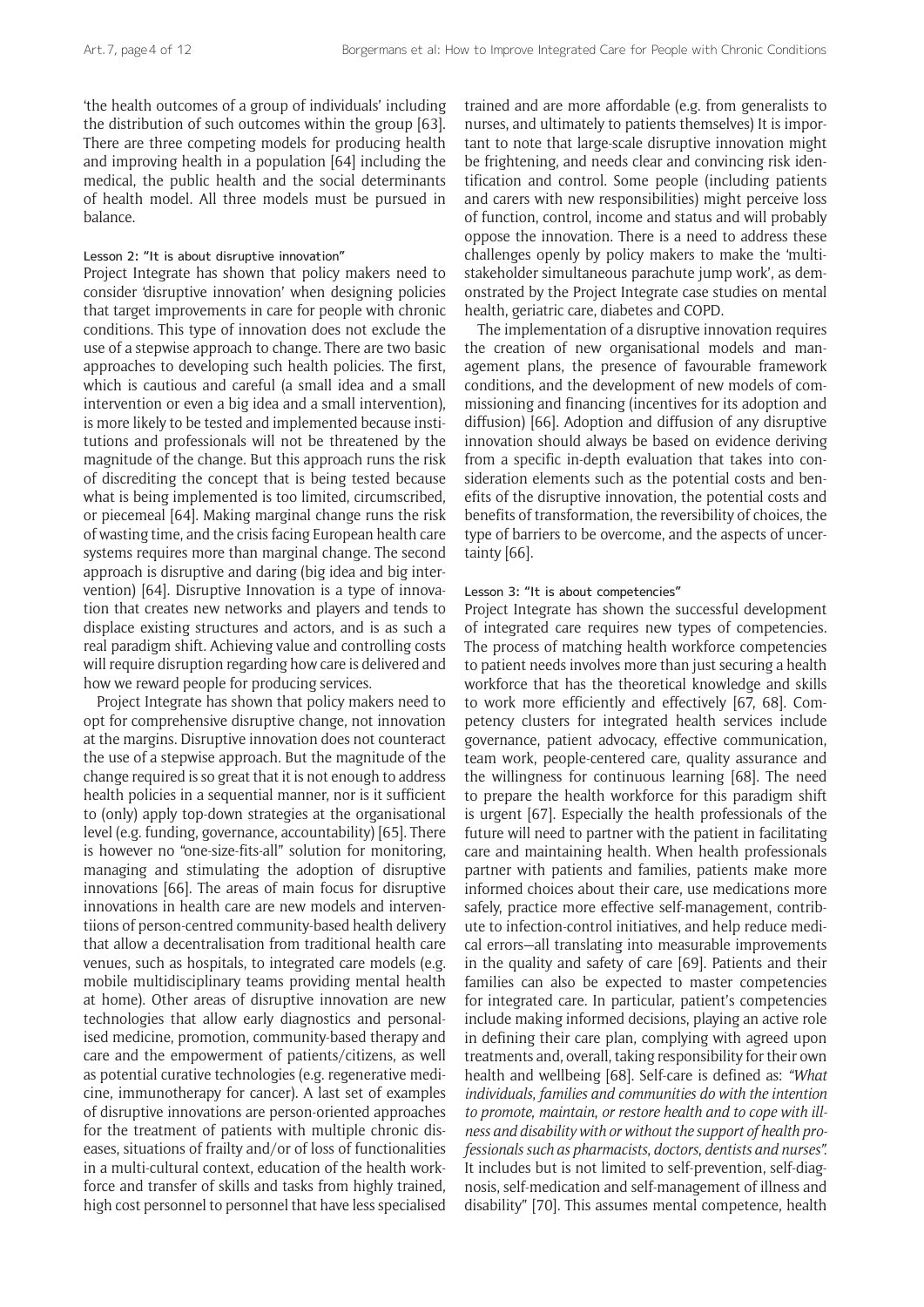'the health outcomes of a group of individuals' including the distribution of such outcomes within the group [63]. There are three competing models for producing health and improving health in a population [64] including the medical, the public health and the social determinants of health model. All three models must be pursued in balance.

### Lesson 2: "It is about disruptive innovation"

Project Integrate has shown that policy makers need to consider 'disruptive innovation' when designing policies that target improvements in care for people with chronic conditions. This type of innovation does not exclude the use of a stepwise approach to change. There are two basic approaches to developing such health policies. The first, which is cautious and careful (a small idea and a small intervention or even a big idea and a small intervention), is more likely to be tested and implemented because institutions and professionals will not be threatened by the magnitude of the change. But this approach runs the risk of discrediting the concept that is being tested because what is being implemented is too limited, circumscribed, or piecemeal [64]. Making marginal change runs the risk of wasting time, and the crisis facing European health care systems requires more than marginal change. The second approach is disruptive and daring (big idea and big intervention) [64]. Disruptive Innovation is a type of innovation that creates new networks and players and tends to displace existing structures and actors, and is as such a real paradigm shift. Achieving value and controlling costs will require disruption regarding how care is delivered and how we reward people for producing services.

Project Integrate has shown that policy makers need to opt for comprehensive disruptive change, not innovation at the margins. Disruptive innovation does not counteract the use of a stepwise approach. But the magnitude of the change required is so great that it is not enough to address health policies in a sequential manner, nor is it sufficient to (only) apply top-down strategies at the organisational level (e.g. funding, governance, accountability) [65]. There is however no "one-size-fits-all" solution for monitoring, managing and stimulating the adoption of disruptive innovations [66]. The areas of main focus for disruptive innovations in health care are new models and interventiions of person-centred community-based health delivery that allow a decentralisation from traditional health care venues, such as hospitals, to integrated care models (e.g. mobile multidisciplinary teams providing mental health at home). Other areas of disruptive innovation are new technologies that allow early diagnostics and personalised medicine, promotion, community-based therapy and care and the empowerment of patients/citizens, as well as potential curative technologies (e.g. regenerative medicine, immunotherapy for cancer). A last set of examples of disruptive innovations are person-oriented approaches for the treatment of patients with multiple chronic diseases, situations of frailty and/or of loss of functionalities in a multi-cultural context, education of the health workforce and transfer of skills and tasks from highly trained, high cost personnel to personnel that have less specialised trained and are more affordable (e.g. from generalists to nurses, and ultimately to patients themselves) It is important to note that large-scale disruptive innovation might be frightening, and needs clear and convincing risk identification and control. Some people (including patients and carers with new responsibilities) might perceive loss of function, control, income and status and will probably oppose the innovation. There is a need to address these challenges openly by policy makers to make the 'multi-stakeholder simultaneous parachute jump work', as demonstrated by the Project Integrate case studies on mental health, geriatric care, diabetes and COPD.

The implementation of a disruptive innovation requires the creation of new organisational models and management plans, the presence of favourable framework conditions, and the development of new models of commissioning and financing (incentives for its adoption and diffusion) [66]. Adoption and diffusion of any disruptive innovation should always be based on evidence deriving from a specific in-depth evaluation that takes into consideration elements such as the potential costs and benefits of the disruptive innovation, the potential costs and benefits of transformation, the reversibility of choices, the type of barriers to be overcome, and the aspects of uncertainty [66].

### Lesson 3: "It is about competencies"

Project Integrate has shown the successful development of integrated care requires new types of competencies. The process of matching health workforce competencies to patient needs involves more than just securing a health workforce that has the theoretical knowledge and skills to work more efficiently and effectively [67, 68]. Competency clusters for integrated health services include governance, patient advocacy, effective communication, team work, people-centered care, quality assurance and the willingness for continuous learning [68]. The need to prepare the health workforce for this paradigm shift is urgent [67]. Especially the health professionals of the future will need to partner with the patient in facilitating care and maintaining health. When health professionals partner with patients and families, patients make more informed choices about their care, use medications more safely, practice more effective self-management, contribute to infection-control initiatives, and help reduce medical errors—all translating into measurable improvements in the quality and safety of care [69]. Patients and their families can also be expected to master competencies for integrated care. In particular, patient's competencies include making informed decisions, playing an active role in defining their care plan, complying with agreed upon treatments and, overall, taking responsibility for their own health and wellbeing [68]. Self-care is defined as: *"What individuals, families and communities do with the intention to promote, maintain, or restore health and to cope with illness and disability with or without the support of health professionals such as pharmacists, doctors, dentists and nurses".* It includes but is not limited to self-prevention, self-diagnosis, self-medication and self-management of illness and disability" [70]. This assumes mental competence, health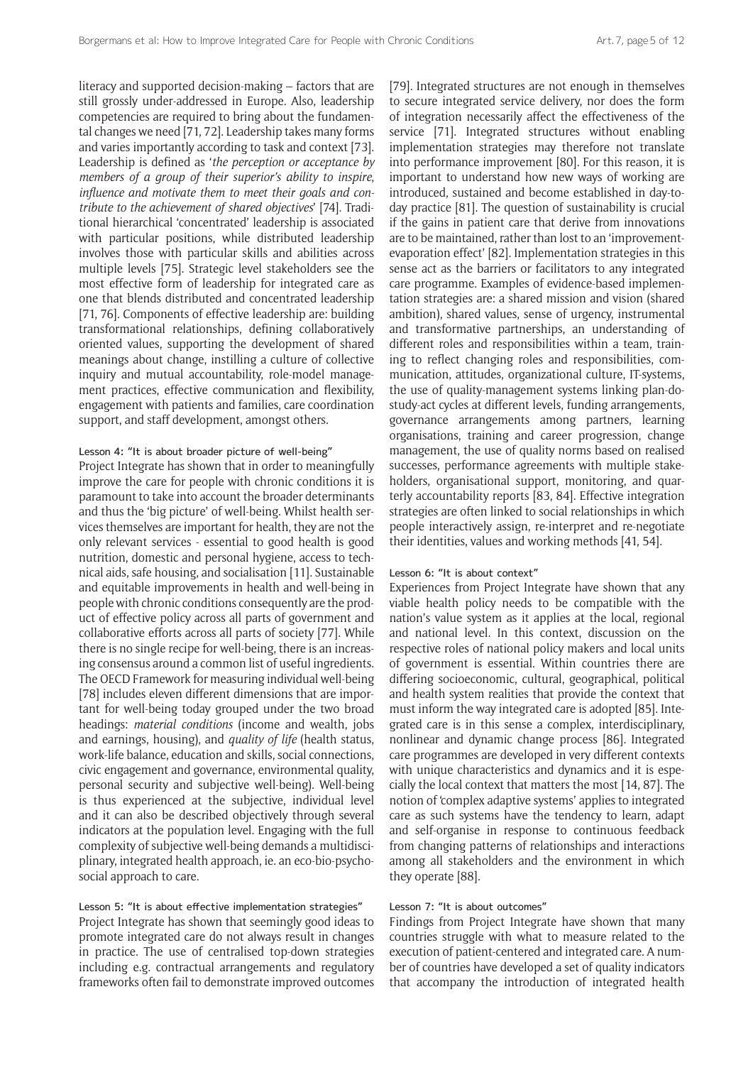literacy and supported decision-making – factors that are still grossly under-addressed in Europe. Also, leadership competencies are required to bring about the fundamental changes we need [71, 72]. Leadership takes many forms and varies importantly according to task and context [73]. Leadership is defined as '*the perception or acceptance by members of a group of their superior's ability to inspire, influence and motivate them to meet their goals and contribute to the achievement of shared objectives*' [74]. Traditional hierarchical 'concentrated' leadership is associated with particular positions, while distributed leadership involves those with particular skills and abilities across multiple levels [75]. Strategic level stakeholders see the most effective form of leadership for integrated care as one that blends distributed and concentrated leadership [71, 76]. Components of effective leadership are: building transformational relationships, defining collaboratively oriented values, supporting the development of shared meanings about change, instilling a culture of collective inquiry and mutual accountability, role-model management practices, effective communication and flexibility, engagement with patients and families, care coordination support, and staff development, amongst others.

#### Lesson 4: "It is about broader picture of well-being"

Project Integrate has shown that in order to meaningfully improve the care for people with chronic conditions it is paramount to take into account the broader determinants and thus the 'big picture' of well-being. Whilst health services themselves are important for health, they are not the only relevant services - essential to good health is good nutrition, domestic and personal hygiene, access to technical aids, safe housing, and socialisation [11]. Sustainable and equitable improvements in health and well-being in people with chronic conditions consequently are the product of effective policy across all parts of government and collaborative efforts across all parts of society [77]. While there is no single recipe for well-being, there is an increasing consensus around a common list of useful ingredients. The OECD Framework for measuring individual well-being [78] includes eleven different dimensions that are important for well-being today grouped under the two broad headings: *material conditions* (income and wealth, jobs and earnings, housing), and *quality of life* (health status, work-life balance, education and skills, social connections, civic engagement and governance, environmental quality, personal security and subjective well-being). Well-being is thus experienced at the subjective, individual level and it can also be described objectively through several indicators at the population level. Engaging with the full complexity of subjective well-being demands a multidisciplinary, integrated health approach, ie. an eco-bio-psycho-social approach to care.

#### Lesson 5: "It is about effective implementation strategies"

Project Integrate has shown that seemingly good ideas to promote integrated care do not always result in changes in practice. The use of centralised top-down strategies including e.g. contractual arrangements and regulatory frameworks often fail to demonstrate improved outcomes [79]. Integrated structures are not enough in themselves to secure integrated service delivery, nor does the form of integration necessarily affect the effectiveness of the service [71]. Integrated structures without enabling implementation strategies may therefore not translate into performance improvement [80]. For this reason, it is important to understand how new ways of working are introduced, sustained and become established in day-to-day practice [81]. The question of sustainability is crucial if the gains in patient care that derive from innovations are to be maintained, rather than lost to an 'improvement-evaporation effect' [82]. Implementation strategies in this sense act as the barriers or facilitators to any integrated care programme. Examples of evidence-based implementation strategies are: a shared mission and vision (shared ambition), shared values, sense of urgency, instrumental and transformative partnerships, an understanding of different roles and responsibilities within a team, training to reflect changing roles and responsibilities, communication, attitudes, organizational culture, IT-systems, the use of quality-management systems linking plan-do-study-act cycles at different levels, funding arrangements, governance arrangements among partners, learning organisations, training and career progression, change management, the use of quality norms based on realised successes, performance agreements with multiple stakeholders, organisational support, monitoring, and quarterly accountability reports [83, 84]. Effective integration strategies are often linked to social relationships in which people interactively assign, re-interpret and re-negotiate their identities, values and working methods [41, 54].

#### Lesson 6: "It is about context"

Experiences from Project Integrate have shown that any viable health policy needs to be compatible with the nation's value system as it applies at the local, regional and national level. In this context, discussion on the respective roles of national policy makers and local units of government is essential. Within countries there are differing socioeconomic, cultural, geographical, political and health system realities that provide the context that must inform the way integrated care is adopted [85]. Integrated care is in this sense a complex, interdisciplinary, nonlinear and dynamic change process [86]. Integrated care programmes are developed in very different contexts with unique characteristics and dynamics and it is especially the local context that matters the most [14, 87]. The notion of 'complex adaptive systems' applies to integrated care as such systems have the tendency to learn, adapt and self-organise in response to continuous feedback from changing patterns of relationships and interactions among all stakeholders and the environment in which they operate [88].

#### Lesson 7: "It is about outcomes"

Findings from Project Integrate have shown that many countries struggle with what to measure related to the execution of patient-centered and integrated care. A number of countries have developed a set of quality indicators that accompany the introduction of integrated health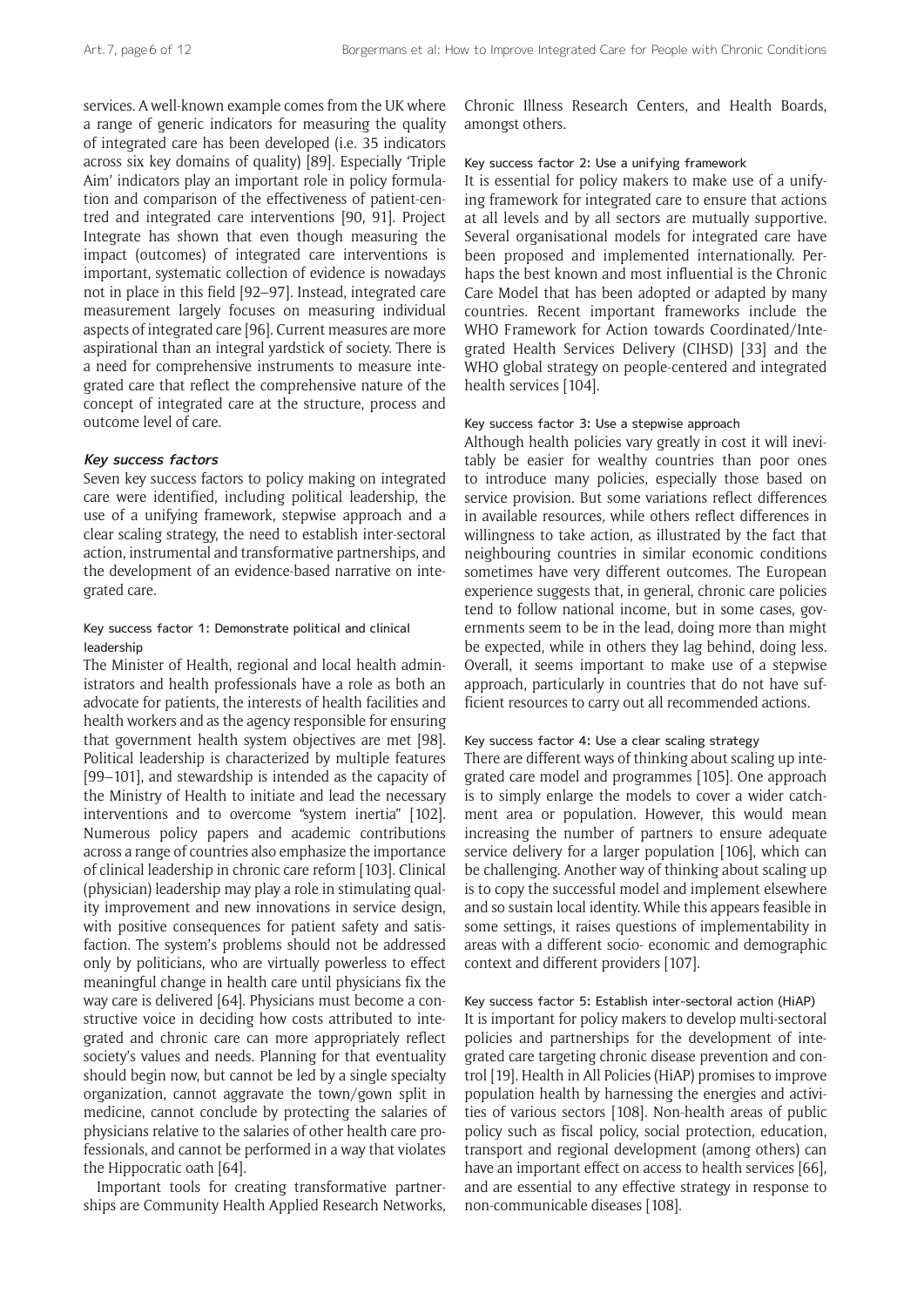services. A well-known example comes from the UK where a range of generic indicators for measuring the quality of integrated care has been developed (i.e. 35 indicators across six key domains of quality) [89]. Especially 'Triple Aim' indicators play an important role in policy formulation and comparison of the effectiveness of patient-centred and integrated care interventions [90, 91]. Project Integrate has shown that even though measuring the impact (outcomes) of integrated care interventions is important, systematic collection of evidence is nowadays not in place in this field [92–97]. Instead, integrated care measurement largely focuses on measuring individual aspects of integrated care [96]. Current measures are more aspirational than an integral yardstick of society. There is a need for comprehensive instruments to measure integrated care that reflect the comprehensive nature of the concept of integrated care at the structure, process and outcome level of care.

### *Key success factors*

Seven key success factors to policy making on integrated care were identified, including political leadership, the use of a unifying framework, stepwise approach and a clear scaling strategy, the need to establish inter-sectoral action, instrumental and transformative partnerships, and the development of an evidence-based narrative on integrated care.

#### Key success factor 1: Demonstrate political and clinical leadership

The Minister of Health, regional and local health administrators and health professionals have a role as both an advocate for patients, the interests of health facilities and health workers and as the agency responsible for ensuring that government health system objectives are met [98]. Political leadership is characterized by multiple features [99–101], and stewardship is intended as the capacity of the Ministry of Health to initiate and lead the necessary interventions and to overcome "system inertia" [102]. Numerous policy papers and academic contributions across a range of countries also emphasize the importance of clinical leadership in chronic care reform [103]. Clinical (physician) leadership may play a role in stimulating quality improvement and new innovations in service design, with positive consequences for patient safety and satisfaction. The system's problems should not be addressed only by politicians, who are virtually powerless to effect meaningful change in health care until physicians fix the way care is delivered [64]. Physicians must become a constructive voice in deciding how costs attributed to integrated and chronic care can more appropriately reflect society's values and needs. Planning for that eventuality should begin now, but cannot be led by a single specialty organization, cannot aggravate the town/gown split in medicine, cannot conclude by protecting the salaries of physicians relative to the salaries of other health care professionals, and cannot be performed in a way that violates the Hippocratic oath [64].

Important tools for creating transformative partnerships are Community Health Applied Research Networks, Chronic Illness Research Centers, and Health Boards, amongst others.

#### Key success factor 2: Use a unifying framework

It is essential for policy makers to make use of a unifying framework for integrated care to ensure that actions at all levels and by all sectors are mutually supportive. Several organisational models for integrated care have been proposed and implemented internationally. Perhaps the best known and most influential is the Chronic Care Model that has been adopted or adapted by many countries. Recent important frameworks include the WHO Framework for Action towards Coordinated/Integrated Health Services Delivery (CIHSD) [33] and the WHO global strategy on people-centered and integrated health services [104].

#### Key success factor 3: Use a stepwise approach

Although health policies vary greatly in cost it will inevitably be easier for wealthy countries than poor ones to introduce many policies, especially those based on service provision. But some variations reflect differences in available resources, while others reflect differences in willingness to take action, as illustrated by the fact that neighbouring countries in similar economic conditions sometimes have very different outcomes. The European experience suggests that, in general, chronic care policies tend to follow national income, but in some cases, governments seem to be in the lead, doing more than might be expected, while in others they lag behind, doing less. Overall, it seems important to make use of a stepwise approach, particularly in countries that do not have sufficient resources to carry out all recommended actions.

#### Key success factor 4: Use a clear scaling strategy

There are different ways of thinking about scaling up integrated care model and programmes [105]. One approach is to simply enlarge the models to cover a wider catchment area or population. However, this would mean increasing the number of partners to ensure adequate service delivery for a larger population [106], which can be challenging. Another way of thinking about scaling up is to copy the successful model and implement elsewhere and so sustain local identity. While this appears feasible in some settings, it raises questions of implementability in areas with a different socio- economic and demographic context and different providers [107].

#### Key success factor 5: Establish inter-sectoral action (HiAP)

It is important for policy makers to develop multi-sectoral policies and partnerships for the development of integrated care targeting chronic disease prevention and control [19]. Health in All Policies (HiAP) promises to improve population health by harnessing the energies and activities of various sectors [108]. Non-health areas of public policy such as fiscal policy, social protection, education, transport and regional development (among others) can have an important effect on access to health services [66], and are essential to any effective strategy in response to non-communicable diseases [108].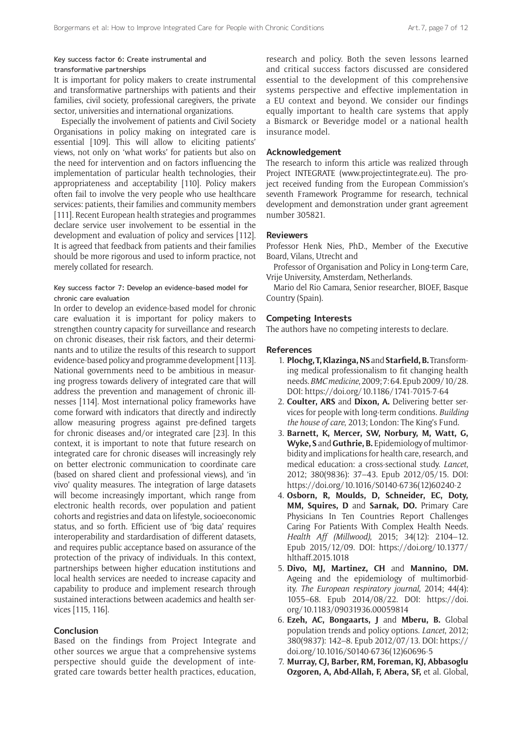#### Key success factor 6: Create instrumental and transformative partnerships

It is important for policy makers to create instrumental and transformative partnerships with patients and their families, civil society, professional caregivers, the private sector, universities and international organizations.

Especially the involvement of patients and Civil Society Organisations in policy making on integrated care is essential [109]. This will allow to eliciting patients' views, not only on 'what works' for patients but also on the need for intervention and on factors influencing the implementation of particular health technologies, their appropriateness and acceptability [110]. Policy makers often fail to involve the very people who use healthcare services: patients, their families and community members [111]. Recent European health strategies and programmes declare service user involvement to be essential in the development and evaluation of policy and services [112]. It is agreed that feedback from patients and their families should be more rigorous and used to inform practice, not merely collated for research.

#### Key success factor 7: Develop an evidence-based model for chronic care evaluation

In order to develop an evidence-based model for chronic care evaluation it is important for policy makers to strengthen country capacity for surveillance and research on chronic diseases, their risk factors, and their determinants and to utilize the results of this research to support evidence-based policy and programme development [113]. National governments need to be ambitious in measuring progress towards delivery of integrated care that will address the prevention and management of chronic illnesses [114]. Most international policy frameworks have come forward with indicators that directly and indirectly allow measuring progress against pre-defined targets for chronic diseases and/or integrated care [23]. In this context, it is important to note that future research on integrated care for chronic diseases will increasingly rely on better electronic communication to coordinate care (based on shared client and professional views), and 'in vivo' quality measures. The integration of large datasets will become increasingly important, which range from electronic health records, over population and patient cohorts and registries and data on lifestyle, socioeconomic status, and so forth. Efficient use of 'big data' requires interoperability and stardardisation of different datasets, and requires public acceptance based on assurance of the protection of the privacy of individuals. In this context, partnerships between higher education institutions and local health services are needed to increase capacity and capability to produce and implement research through sustained interactions between academics and health services [115, 116].

## Conclusion

Based on the findings from Project Integrate and other sources we argue that a comprehensive systems perspective should guide the development of integrated care towards better health practices, education, research and policy. Both the seven lessons learned and critical success factors discussed are considered essential to the development of this comprehensive systems perspective and effective implementation in a EU context and beyond. We consider our findings equally important to health care systems that apply a Bismarck or Beveridge model or a national health insurance model.

## Acknowledgement

The research to inform this article was realized through Project INTEGRATE (www.projectintegrate.eu). The project received funding from the European Commission's seventh Framework Programme for research, technical development and demonstration under grant agreement number 305821.

## Reviewers

Professor Henk Nies, PhD., Member of the Executive Board, Vilans, Utrecht and

Professor of Organisation and Policy in Long-term Care, Vrije University, Amsterdam, Netherlands.

Mario del Rio Camara, Senior researcher, BIOEF, Basque Country (Spain).

## Competing Interests

The authors have no competing interests to declare.

## References

1. **Plochg, T, Klazinga, NS** and **Starfield, B.** Transforming medical professionalism to fit changing health needs. *BMC medicine*, 2009; 7: 64. Epub 2009/10/28. DOI: https://doi.org/10.1186/1741-7015-7-64
2. **Coulter, ARS** and **Dixon, A.** Delivering better services for people with long-term conditions. *Building the house of care*, 2013; London: The King's Fund.
3. **Barnett, K, Mercer, SW, Norbury, M, Watt, G, Wyke, S** and **Guthrie, B.** Epidemiology of multimorbidity and implications for health care, research, and medical education: a cross-sectional study. *Lancet*, 2012; 380(9836): 37–43. Epub 2012/05/15. DOI: https://doi.org/10.1016/S0140-6736(12)60240-2
4. **Osborn, R, Moulds, D, Schneider, EC, Doty, MM, Squires, D** and **Sarnak, DO.** Primary Care Physicians In Ten Countries Report Challenges Caring For Patients With Complex Health Needs. *Health Aff (Millwood)*, 2015; 34(12): 2104–12. Epub 2015/12/09. DOI: https://doi.org/10.1377/hlthaff.2015.1018
5. **Divo, MJ, Martinez, CH** and **Mannino, DM.** Ageing and the epidemiology of multimorbidity. *The European respiratory journal*, 2014; 44(4): 1055–68. Epub 2014/08/22. DOI: https://doi.org/10.1183/09031936.00059814
6. **Ezeh, AC, Bongaarts, J** and **Mberu, B.** Global population trends and policy options. *Lancet*, 2012; 380(9837): 142–8. Epub 2012/07/13. DOI: https://doi.org/10.1016/S0140-6736(12)60696-5
7. **Murray, CJ, Barber, RM, Foreman, KJ, Abbasoglu Ozgoren, A, Abd-Allah, F, Abera, SF,** et al. Global,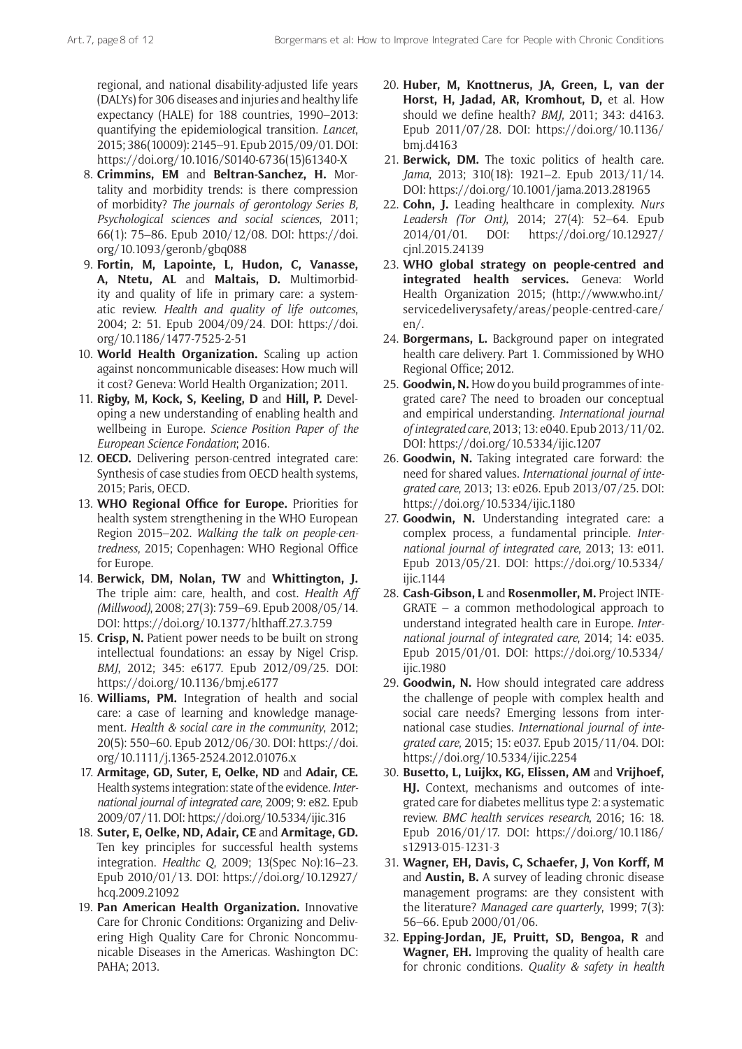regional, and national disability-adjusted life years (DALYs) for 306 diseases and injuries and healthy life expectancy (HALE) for 188 countries, 1990–2013: quantifying the epidemiological transition. *Lancet*, 2015; 386(10009): 2145–91. Epub 2015/09/01. DOI: https://doi.org/10.1016/S0140-6736(15)61340-X

8. **Crimmins, EM** and **Beltran-Sanchez, H.** Mortality and morbidity trends: is there compression of morbidity? *The journals of gerontology Series B, Psychological sciences and social sciences*, 2011; 66(1): 75–86. Epub 2010/12/08. DOI: https://doi.org/10.1093/geronb/gbq088
9. **Fortin, M, Lapointe, L, Hudon, C, Vanasse, A, Ntetu, AL** and **Maltais, D.** Multimorbidity and quality of life in primary care: a systematic review. *Health and quality of life outcomes*, 2004; 2: 51. Epub 2004/09/24. DOI: https://doi.org/10.1186/1477-7525-2-51
10. **World Health Organization.** Scaling up action against noncommunicable diseases: How much will it cost? Geneva: World Health Organization; 2011.
11. **Rigby, M, Kock, S, Keeling, D** and **Hill, P.** Developing a new understanding of enabling health and wellbeing in Europe. *Science Position Paper of the European Science Fondation*; 2016.
12. **OECD.** Delivering person-centred integrated care: Synthesis of case studies from OECD health systems, 2015; Paris, OECD.
13. **WHO Regional Office for Europe.** Priorities for health system strengthening in the WHO European Region 2015–202. *Walking the talk on people-centredness*, 2015; Copenhagen: WHO Regional Office for Europe.
14. **Berwick, DM, Nolan, TW** and **Whittington, J.** The triple aim: care, health, and cost. *Health Aff (Millwood)*, 2008; 27(3): 759–69. Epub 2008/05/14. DOI: https://doi.org/10.1377/hlthaff.27.3.759
15. **Crisp, N.** Patient power needs to be built on strong intellectual foundations: an essay by Nigel Crisp. *BMJ*, 2012; 345: e6177. Epub 2012/09/25. DOI: https://doi.org/10.1136/bmj.e6177
16. **Williams, PM.** Integration of health and social care: a case of learning and knowledge management. *Health & social care in the community*, 2012; 20(5): 550–60. Epub 2012/06/30. DOI: https://doi.org/10.1111/j.1365-2524.2012.01076.x
17. **Armitage, GD, Suter, E, Oelke, ND** and **Adair, CE.** Health systems integration: state of the evidence. *International journal of integrated care*, 2009; 9: e82. Epub 2009/07/11. DOI: https://doi.org/10.5334/ijic.316
18. **Suter, E, Oelke, ND, Adair, CE** and **Armitage, GD.** Ten key principles for successful health systems integration. *Healthc Q*, 2009; 13(Spec No):16–23. Epub 2010/01/13. DOI: https://doi.org/10.12927/hcq.2009.21092
19. **Pan American Health Organization.** Innovative Care for Chronic Conditions: Organizing and Delivering High Quality Care for Chronic Noncommunicable Diseases in the Americas. Washington DC: PAHA; 2013.
20. **Huber, M, Knottnerus, JA, Green, L, van der Horst, H, Jadad, AR, Kromhout, D,** et al. How should we define health? *BMJ*, 2011; 343: d4163. Epub 2011/07/28. DOI: https://doi.org/10.1136/bmj.d4163
21. **Berwick, DM.** The toxic politics of health care. *Jama*, 2013; 310(18): 1921–2. Epub 2013/11/14. DOI: https://doi.org/10.1001/jama.2013.281965
22. **Cohn, J.** Leading healthcare in complexity. *Nurs Leadersh (Tor Ont)*, 2014; 27(4): 52–64. Epub 2014/01/01. DOI: https://doi.org/10.12927/cjnl.2015.24139
23. **WHO global strategy on people-centred and integrated health services.** Geneva: World Health Organization 2015; (http://www.who.int/servicedeliverysafety/areas/people-centred-care/en/.
24. **Borgermans, L.** Background paper on integrated health care delivery. Part 1. Commissioned by WHO Regional Office; 2012.
25. **Goodwin, N.** How do you build programmes of integrated care? The need to broaden our conceptual and empirical understanding. *International journal of integrated care*, 2013; 13: e040. Epub 2013/11/02. DOI: https://doi.org/10.5334/ijic.1207
26. **Goodwin, N.** Taking integrated care forward: the need for shared values. *International journal of integrated care*, 2013; 13: e026. Epub 2013/07/25. DOI: https://doi.org/10.5334/ijic.1180
27. **Goodwin, N.** Understanding integrated care: a complex process, a fundamental principle. *International journal of integrated care*, 2013; 13: e011. Epub 2013/05/21. DOI: https://doi.org/10.5334/ijic.1144
28. **Cash-Gibson, L** and **Rosenmoller, M.** Project INTEGRATE – a common methodological approach to understand integrated health care in Europe. *International journal of integrated care*, 2014; 14: e035. Epub 2015/01/01. DOI: https://doi.org/10.5334/ijic.1980
29. **Goodwin, N.** How should integrated care address the challenge of people with complex health and social care needs? Emerging lessons from international case studies. *International journal of integrated care*, 2015; 15: e037. Epub 2015/11/04. DOI: https://doi.org/10.5334/ijic.2254
30. **Busetto, L, Luijkx, KG, Elissen, AM** and **Vrijhoef, HJ.** Context, mechanisms and outcomes of integrated care for diabetes mellitus type 2: a systematic review. *BMC health services research*, 2016; 16: 18. Epub 2016/01/17. DOI: https://doi.org/10.1186/s12913-015-1231-3
31. **Wagner, EH, Davis, C, Schaefer, J, Von Korff, M** and **Austin, B.** A survey of leading chronic disease management programs: are they consistent with the literature? *Managed care quarterly*, 1999; 7(3): 56–66. Epub 2000/01/06.
32. **Epping-Jordan, JE, Pruitt, SD, Bengoa, R** and **Wagner, EH.** Improving the quality of health care for chronic conditions. *Quality & safety in health*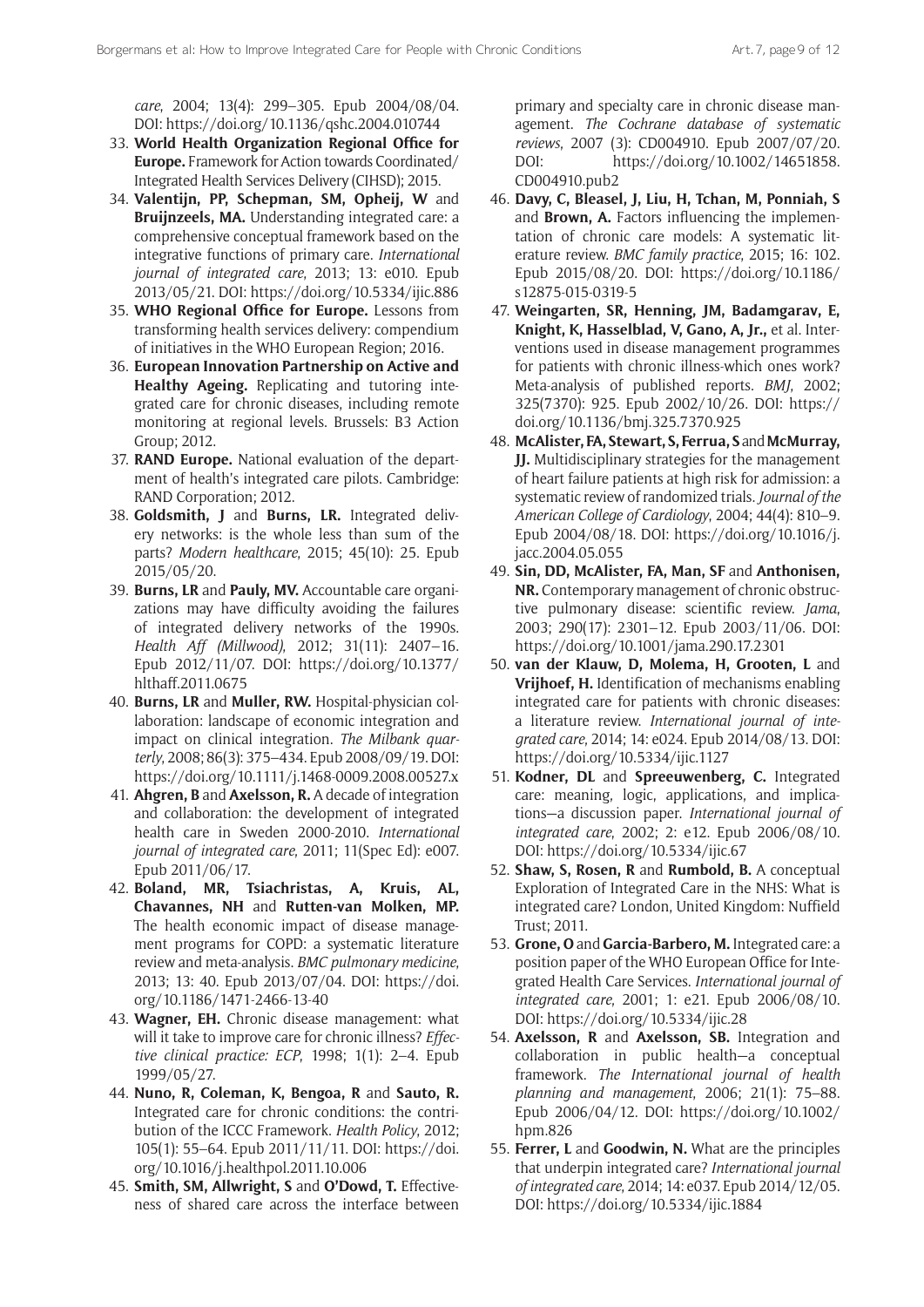*care*, 2004; 13(4): 299–305. Epub 2004/08/04. DOI: https://doi.org/10.1136/qshc.2004.010744

33. **World Health Organization Regional Office for Europe.** Framework for Action towards Coordinated/Integrated Health Services Delivery (CIHSD); 2015.
34. **Valentijn, PP, Schepman, SM, Opheij, W** and **Bruijnzeels, MA.** Understanding integrated care: a comprehensive conceptual framework based on the integrative functions of primary care. *International journal of integrated care*, 2013; 13: e010. Epub 2013/05/21. DOI: https://doi.org/10.5334/ijic.886
35. **WHO Regional Office for Europe.** Lessons from transforming health services delivery: compendium of initiatives in the WHO European Region; 2016.
36. **European Innovation Partnership on Active and Healthy Ageing.** Replicating and tutoring integrated care for chronic diseases, including remote monitoring at regional levels. Brussels: B3 Action Group; 2012.
37. **RAND Europe.** National evaluation of the department of health's integrated care pilots. Cambridge: RAND Corporation; 2012.
38. **Goldsmith, J** and **Burns, LR.** Integrated delivery networks: is the whole less than sum of the parts? *Modern healthcare*, 2015; 45(10): 25. Epub 2015/05/20.
39. **Burns, LR** and **Pauly, MV.** Accountable care organizations may have difficulty avoiding the failures of integrated delivery networks of the 1990s. *Health Aff (Millwood)*, 2012; 31(11): 2407–16. Epub 2012/11/07. DOI: https://doi.org/10.1377/hlthaff.2011.0675
40. **Burns, LR** and **Muller, RW.** Hospital-physician collaboration: landscape of economic integration and impact on clinical integration. *The Milbank quarterly*, 2008; 86(3): 375–434. Epub 2008/09/19. DOI: https://doi.org/10.1111/j.1468-0009.2008.00527.x
41. **Ahgren, B** and **Axelsson, R.** A decade of integration and collaboration: the development of integrated health care in Sweden 2000-2010. *International journal of integrated care*, 2011; 11(Spec Ed): e007. Epub 2011/06/17.
42. **Boland, MR, Tsiachristas, A, Kruis, AL, Chavannes, NH** and **Rutten-van Molken, MP.** The health economic impact of disease management programs for COPD: a systematic literature review and meta-analysis. *BMC pulmonary medicine*, 2013; 13: 40. Epub 2013/07/04. DOI: https://doi.org/10.1186/1471-2466-13-40
43. **Wagner, EH.** Chronic disease management: what will it take to improve care for chronic illness? *Effective clinical practice: ECP*, 1998; 1(1): 2–4. Epub 1999/05/27.
44. **Nuno, R, Coleman, K, Bengoa, R** and **Sauto, R.** Integrated care for chronic conditions: the contribution of the ICCC Framework. *Health Policy*, 2012; 105(1): 55–64. Epub 2011/11/11. DOI: https://doi.org/10.1016/j.healthpol.2011.10.006
45. **Smith, SM, Allwright, S** and **O'Dowd, T.** Effectiveness of shared care across the interface between primary and specialty care in chronic disease management. *The Cochrane database of systematic reviews*, 2007 (3): CD004910. Epub 2007/07/20. DOI: https://doi.org/10.1002/14651858.CD004910.pub2
46. **Davy, C, Bleasel, J, Liu, H, Tchan, M, Ponniah, S** and **Brown, A.** Factors influencing the implementation of chronic care models: A systematic literature review. *BMC family practice*, 2015; 16: 102. Epub 2015/08/20. DOI: https://doi.org/10.1186/s12875-015-0319-5
47. **Weingarten, SR, Henning, JM, Badamgarav, E, Knight, K, Hasselblad, V, Gano, A, Jr.,** et al. Interventions used in disease management programmes for patients with chronic illness-which ones work? Meta-analysis of published reports. *BMJ*, 2002; 325(7370): 925. Epub 2002/10/26. DOI: https://doi.org/10.1136/bmj.325.7370.925
48. **McAlister, FA, Stewart, S, Ferrua, S** and **McMurray, JJ.** Multidisciplinary strategies for the management of heart failure patients at high risk for admission: a systematic review of randomized trials. *Journal of the American College of Cardiology*, 2004; 44(4): 810–9. Epub 2004/08/18. DOI: https://doi.org/10.1016/j.jacc.2004.05.055
49. **Sin, DD, McAlister, FA, Man, SF** and **Anthonisen, NR.** Contemporary management of chronic obstructive pulmonary disease: scientific review. *Jama*, 2003; 290(17): 2301–12. Epub 2003/11/06. DOI: https://doi.org/10.1001/jama.290.17.2301
50. **van der Klauw, D, Molema, H, Grooten, L** and **Vrijhoef, H.** Identification of mechanisms enabling integrated care for patients with chronic diseases: a literature review. *International journal of integrated care*, 2014; 14: e024. Epub 2014/08/13. DOI: https://doi.org/10.5334/ijic.1127
51. **Kodner, DL** and **Spreeuwenberg, C.** Integrated care: meaning, logic, applications, and implications—a discussion paper. *International journal of integrated care*, 2002; 2: e12. Epub 2006/08/10. DOI: https://doi.org/10.5334/ijic.67
52. **Shaw, S, Rosen, R** and **Rumbold, B.** A conceptual Exploration of Integrated Care in the NHS: What is integrated care? London, United Kingdom: Nuffield Trust; 2011.
53. **Grone, O** and **Garcia-Barbero, M.** Integrated care: a position paper of the WHO European Office for Integrated Health Care Services. *International journal of integrated care*, 2001; 1: e21. Epub 2006/08/10. DOI: https://doi.org/10.5334/ijic.28
54. **Axelsson, R** and **Axelsson, SB.** Integration and collaboration in public health—a conceptual framework. *The International journal of health planning and management*, 2006; 21(1): 75–88. Epub 2006/04/12. DOI: https://doi.org/10.1002/hpm.826
55. **Ferrer, L** and **Goodwin, N.** What are the principles that underpin integrated care? *International journal of integrated care*, 2014; 14: e037. Epub 2014/12/05. DOI: https://doi.org/10.5334/ijic.1884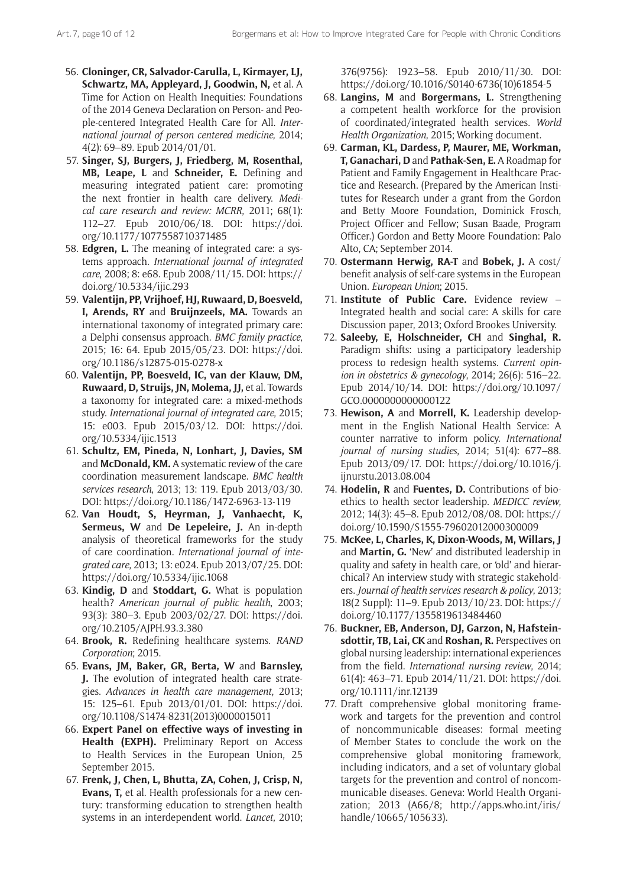56. **Cloninger, CR, Salvador-Carulla, L, Kirmayer, LJ, Schwartz, MA, Appleyard, J, Goodwin, N,** et al. A Time for Action on Health Inequities: Foundations of the 2014 Geneva Declaration on Person- and People-centered Integrated Health Care for All. *International journal of person centered medicine*, 2014; 4(2): 69–89. Epub 2014/01/01.
57. **Singer, SJ, Burgers, J, Friedberg, M, Rosenthal, MB, Leape, L** and **Schneider, E.** Defining and measuring integrated patient care: promoting the next frontier in health care delivery. *Medical care research and review: MCRR*, 2011; 68(1): 112–27. Epub 2010/06/18. DOI: https://doi.org/10.1177/1077558710371485
58. **Edgren, L.** The meaning of integrated care: a systems approach. *International journal of integrated care*, 2008; 8: e68. Epub 2008/11/15. DOI: https://doi.org/10.5334/ijic.293
59. **Valentijn, PP, Vrijhoef, HJ, Ruwaard, D, Boesveld, I, Arends, RY** and **Bruijnzeels, MA.** Towards an international taxonomy of integrated primary care: a Delphi consensus approach. *BMC family practice*, 2015; 16: 64. Epub 2015/05/23. DOI: https://doi.org/10.1186/s12875-015-0278-x
60. **Valentijn, PP, Boesveld, IC, van der Klauw, DM, Ruwaard, D, Struijs, JN, Molema, JJ,** et al. Towards a taxonomy for integrated care: a mixed-methods study. *International journal of integrated care*, 2015; 15: e003. Epub 2015/03/12. DOI: https://doi.org/10.5334/ijic.1513
61. **Schultz, EM, Pineda, N, Lonhart, J, Davies, SM** and **McDonald, KM.** A systematic review of the care coordination measurement landscape. *BMC health services research*, 2013; 13: 119. Epub 2013/03/30. DOI: https://doi.org/10.1186/1472-6963-13-119
62. **Van Houdt, S, Heyrman, J, Vanhaecht, K, Sermeus, W** and **De Lepeleire, J.** An in-depth analysis of theoretical frameworks for the study of care coordination. *International journal of integrated care*, 2013; 13: e024. Epub 2013/07/25. DOI: https://doi.org/10.5334/ijic.1068
63. **Kindig, D** and **Stoddart, G.** What is population health? *American journal of public health*, 2003; 93(3): 380–3. Epub 2003/02/27. DOI: https://doi.org/10.2105/AJPH.93.3.380
64. **Brook, R.** Redefining healthcare systems. *RAND Corporation*; 2015.
65. **Evans, JM, Baker, GR, Berta, W** and **Barnsley, J.** The evolution of integrated health care strategies. *Advances in health care management*, 2013; 15: 125–61. Epub 2013/01/01. DOI: https://doi.org/10.1108/S1474-8231(2013)0000015011
66. **Expert Panel on effective ways of investing in Health (EXPH).** Preliminary Report on Access to Health Services in the European Union, 25 September 2015.
67. **Frenk, J, Chen, L, Bhutta, ZA, Cohen, J, Crisp, N, Evans, T,** et al. Health professionals for a new century: transforming education to strengthen health systems in an interdependent world. *Lancet*, 2010; 376(9756): 1923–58. Epub 2010/11/30. DOI: https://doi.org/10.1016/S0140-6736(10)61854-5
68. **Langins, M** and **Borgermans, L.** Strengthening a competent health workforce for the provision of coordinated/integrated health services. *World Health Organization*, 2015; Working document.
69. **Carman, KL, Dardess, P, Maurer, ME, Workman, T, Ganachari, D** and **Pathak-Sen, E.** A Roadmap for Patient and Family Engagement in Healthcare Practice and Research. (Prepared by the American Institutes for Research under a grant from the Gordon and Betty Moore Foundation, Dominick Frosch, Project Officer and Fellow; Susan Baade, Program Officer.) Gordon and Betty Moore Foundation: Palo Alto, CA; September 2014.
70. **Ostermann Herwig, RA-T** and **Bobek, J.** A cost/benefit analysis of self-care systems in the European Union. *European Union*; 2015.
71. **Institute of Public Care.** Evidence review – Integrated health and social care: A skills for care Discussion paper, 2013; Oxford Brookes University.
72. **Saleeby, E, Holschneider, CH** and **Singhal, R.** Paradigm shifts: using a participatory leadership process to redesign health systems. *Current opinion in obstetrics & gynecology*, 2014; 26(6): 516–22. Epub 2014/10/14. DOI: https://doi.org/10.1097/GCO.0000000000000122
73. **Hewison, A** and **Morrell, K.** Leadership development in the English National Health Service: A counter narrative to inform policy. *International journal of nursing studies*, 2014; 51(4): 677–88. Epub 2013/09/17. DOI: https://doi.org/10.1016/j.ijnurstu.2013.08.004
74. **Hodelin, R** and **Fuentes, D.** Contributions of bioethics to health sector leadership. *MEDICC review*, 2012; 14(3): 45–8. Epub 2012/08/08. DOI: https://doi.org/10.1590/S1555-79602012000300009
75. **McKee, L, Charles, K, Dixon-Woods, M, Willars, J** and **Martin, G.** 'New' and distributed leadership in quality and safety in health care, or 'old' and hierarchical? An interview study with strategic stakeholders. *Journal of health services research & policy*, 2013; 18(2 Suppl): 11–9. Epub 2013/10/23. DOI: https://doi.org/10.1177/1355819613484460
76. **Buckner, EB, Anderson, DJ, Garzon, N, Hafsteinsdottir, TB, Lai, CK** and **Roshan, R.** Perspectives on global nursing leadership: international experiences from the field. *International nursing review*, 2014; 61(4): 463–71. Epub 2014/11/21. DOI: https://doi.org/10.1111/inr.12139
77. Draft comprehensive global monitoring framework and targets for the prevention and control of noncommunicable diseases: formal meeting of Member States to conclude the work on the comprehensive global monitoring framework, including indicators, and a set of voluntary global targets for the prevention and control of noncommunicable diseases. Geneva: World Health Organization; 2013 (A66/8; http://apps.who.int/iris/handle/10665/105633).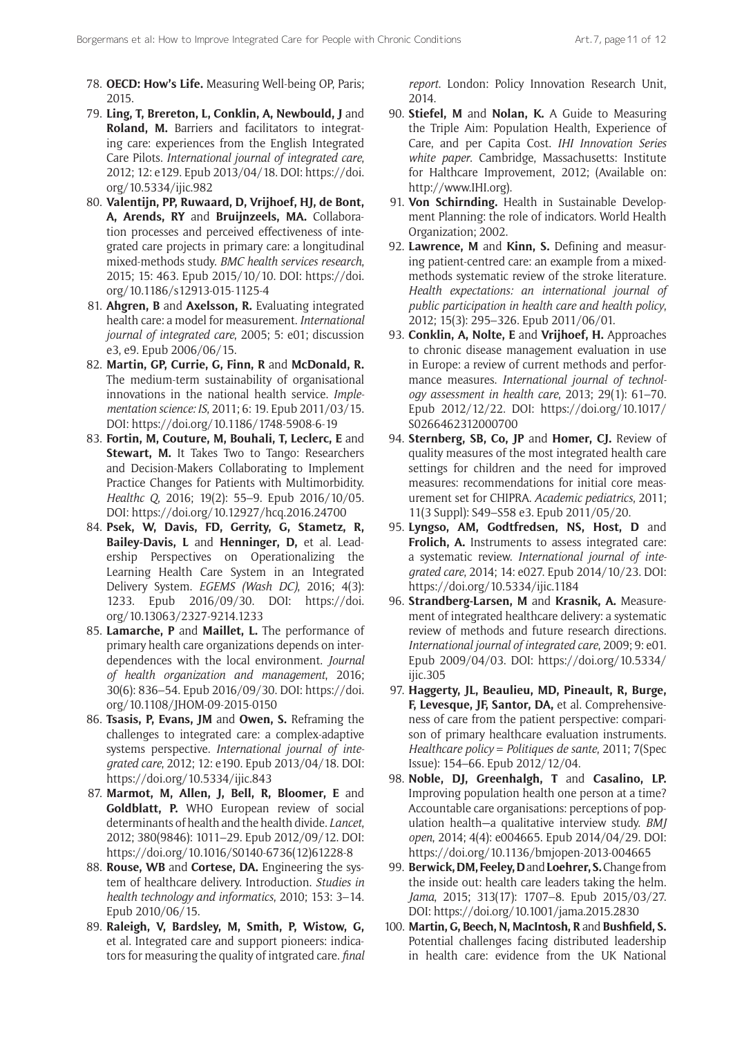78. **OECD: How's Life.** Measuring Well-being OP, Paris; 2015.
79. **Ling, T, Brereton, L, Conklin, A, Newbould, J** and **Roland, M.** Barriers and facilitators to integrating care: experiences from the English Integrated Care Pilots. *International journal of integrated care*, 2012; 12: e129. Epub 2013/04/18. DOI: https://doi.org/10.5334/ijic.982
80. **Valentijn, PP, Ruwaard, D, Vrijhoef, HJ, de Bont, A, Arends, RY** and **Bruijnzeels, MA.** Collaboration processes and perceived effectiveness of integrated care projects in primary care: a longitudinal mixed-methods study. *BMC health services research*, 2015; 15: 463. Epub 2015/10/10. DOI: https://doi.org/10.1186/s12913-015-1125-4
81. **Ahgren, B** and **Axelsson, R.** Evaluating integrated health care: a model for measurement. *International journal of integrated care*, 2005; 5: e01; discussion e3, e9. Epub 2006/06/15.
82. **Martin, GP, Currie, G, Finn, R** and **McDonald, R.** The medium-term sustainability of organisational innovations in the national health service. *Implementation science: IS*, 2011; 6: 19. Epub 2011/03/15. DOI: https://doi.org/10.1186/1748-5908-6-19
83. **Fortin, M, Couture, M, Bouhali, T, Leclerc, E** and **Stewart, M.** It Takes Two to Tango: Researchers and Decision-Makers Collaborating to Implement Practice Changes for Patients with Multimorbidity. *Healthc Q*, 2016; 19(2): 55–9. Epub 2016/10/05. DOI: https://doi.org/10.12927/hcq.2016.24700
84. **Psek, W, Davis, FD, Gerrity, G, Stametz, R, Bailey-Davis, L** and **Henninger, D,** et al. Leadership Perspectives on Operationalizing the Learning Health Care System in an Integrated Delivery System. *EGEMS (Wash DC)*, 2016; 4(3): 1233. Epub 2016/09/30. DOI: https://doi.org/10.13063/2327-9214.1233
85. **Lamarche, P** and **Maillet, L.** The performance of primary health care organizations depends on interdependences with the local environment. *Journal of health organization and management*, 2016; 30(6): 836–54. Epub 2016/09/30. DOI: https://doi.org/10.1108/JHOM-09-2015-0150
86. **Tsasis, P, Evans, JM** and **Owen, S.** Reframing the challenges to integrated care: a complex-adaptive systems perspective. *International journal of integrated care*, 2012; 12: e190. Epub 2013/04/18. DOI: https://doi.org/10.5334/ijic.843
87. **Marmot, M, Allen, J, Bell, R, Bloomer, E** and **Goldblatt, P.** WHO European review of social determinants of health and the health divide. *Lancet*, 2012; 380(9846): 1011–29. Epub 2012/09/12. DOI: https://doi.org/10.1016/S0140-6736(12)61228-8
88. **Rouse, WB** and **Cortese, DA.** Engineering the system of healthcare delivery. Introduction. *Studies in health technology and informatics*, 2010; 153: 3–14. Epub 2010/06/15.
89. **Raleigh, V, Bardsley, M, Smith, P, Wistow, G,** et al. Integrated care and support pioneers: indicators for measuring the quality of intgrated care. *final report*. London: Policy Innovation Research Unit, 2014.
90. **Stiefel, M** and **Nolan, K.** A Guide to Measuring the Triple Aim: Population Health, Experience of Care, and per Capita Cost. *IHI Innovation Series white paper*. Cambridge, Massachusetts: Institute for Halthcare Improvement, 2012; (Available on: http://www.IHI.org).
91. **Von Schirnding.** Health in Sustainable Development Planning: the role of indicators. World Health Organization; 2002.
92. **Lawrence, M** and **Kinn, S.** Defining and measuring patient-centred care: an example from a mixed-methods systematic review of the stroke literature. *Health expectations: an international journal of public participation in health care and health policy*, 2012; 15(3): 295–326. Epub 2011/06/01.
93. **Conklin, A, Nolte, E** and **Vrijhoef, H.** Approaches to chronic disease management evaluation in use in Europe: a review of current methods and performance measures. *International journal of technology assessment in health care*, 2013; 29(1): 61–70. Epub 2012/12/22. DOI: https://doi.org/10.1017/S0266462312000700
94. **Sternberg, SB, Co, JP** and **Homer, CJ.** Review of quality measures of the most integrated health care settings for children and the need for improved measures: recommendations for initial core measurement set for CHIPRA. *Academic pediatrics*, 2011; 11(3 Suppl): S49–S58 e3. Epub 2011/05/20.
95. **Lyngso, AM, Godtfredsen, NS, Host, D** and **Frolich, A.** Instruments to assess integrated care: a systematic review. *International journal of integrated care*, 2014; 14: e027. Epub 2014/10/23. DOI: https://doi.org/10.5334/ijic.1184
96. **Strandberg-Larsen, M** and **Krasnik, A.** Measurement of integrated healthcare delivery: a systematic review of methods and future research directions. *International journal of integrated care*, 2009; 9: e01. Epub 2009/04/03. DOI: https://doi.org/10.5334/ijic.305
97. **Haggerty, JL, Beaulieu, MD, Pineault, R, Burge, F, Levesque, JF, Santor, DA,** et al. Comprehensiveness of care from the patient perspective: comparison of primary healthcare evaluation instruments. *Healthcare policy = Politiques de sante*, 2011; 7(Spec Issue): 154–66. Epub 2012/12/04.
98. **Noble, DJ, Greenhalgh, T** and **Casalino, LP.** Improving population health one person at a time? Accountable care organisations: perceptions of population health—a qualitative interview study. *BMJ open*, 2014; 4(4): e004665. Epub 2014/04/29. DOI: https://doi.org/10.1136/bmjopen-2013-004665
99. **Berwick, DM, Feeley, D** and **Loehrer, S.** Change from the inside out: health care leaders taking the helm. *Jama*, 2015; 313(17): 1707–8. Epub 2015/03/27. DOI: https://doi.org/10.1001/jama.2015.2830
100. **Martin, G, Beech, N, MacIntosh, R** and **Bushfield, S.** Potential challenges facing distributed leadership in health care: evidence from the UK National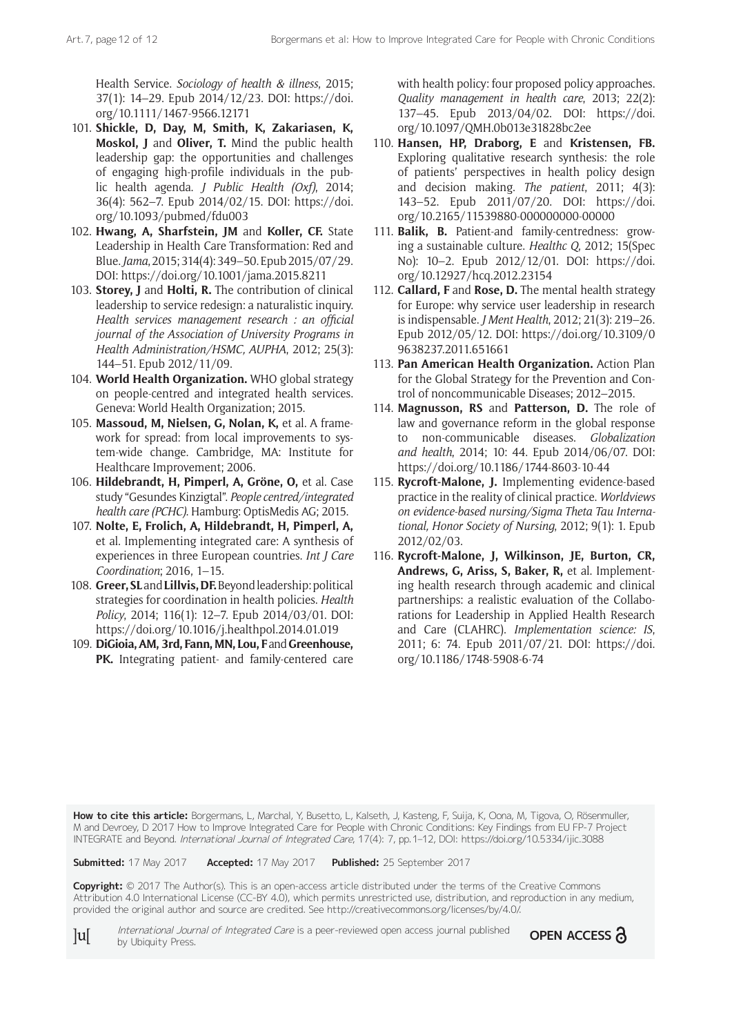Health Service. *Sociology of health & illness*, 2015; 37(1): 14–29. Epub 2014/12/23. DOI: https://doi.org/10.1111/1467-9566.12171

101. **Shickle, D, Day, M, Smith, K, Zakariasen, K, Moskol, J** and **Oliver, T.** Mind the public health leadership gap: the opportunities and challenges of engaging high-profile individuals in the public health agenda. *J Public Health (Oxf)*, 2014; 36(4): 562–7. Epub 2014/02/15. DOI: https://doi.org/10.1093/pubmed/fdu003
102. **Hwang, A, Sharfstein, JM** and **Koller, CF.** State Leadership in Health Care Transformation: Red and Blue. *Jama*, 2015; 314(4): 349–50. Epub 2015/07/29. DOI: https://doi.org/10.1001/jama.2015.8211
103. **Storey, J** and **Holti, R.** The contribution of clinical leadership to service redesign: a naturalistic inquiry. *Health services management research : an official journal of the Association of University Programs in Health Administration/HSMC, AUPHA*, 2012; 25(3): 144–51. Epub 2012/11/09.
104. **World Health Organization.** WHO global strategy on people-centred and integrated health services. Geneva: World Health Organization; 2015.
105. **Massoud, M, Nielsen, G, Nolan, K,** et al. A framework for spread: from local improvements to system-wide change. Cambridge, MA: Institute for Healthcare Improvement; 2006.
106. **Hildebrandt, H, Pimperl, A, Gröne, O,** et al. Case study "Gesundes Kinzigtal". *People centred/integrated health care (PCHC)*. Hamburg: OptisMedis AG; 2015.
107. **Nolte, E, Frolich, A, Hildebrandt, H, Pimperl, A,** et al. Implementing integrated care: A synthesis of experiences in three European countries. *Int J Care Coordination*; 2016, 1–15.
108. **Greer, SL** and **Lillvis, DF.** Beyond leadership: political strategies for coordination in health policies. *Health Policy*, 2014; 116(1): 12–7. Epub 2014/03/01. DOI: https://doi.org/10.1016/j.healthpol.2014.01.019
109. **DiGioia, AM, 3rd, Fann, MN, Lou, F** and **Greenhouse, PK.** Integrating patient- and family-centered care with health policy: four proposed policy approaches. *Quality management in health care*, 2013; 22(2): 137–45. Epub 2013/04/02. DOI: https://doi.org/10.1097/QMH.0b013e31828bc2ee
110. **Hansen, HP, Draborg, E** and **Kristensen, FB.** Exploring qualitative research synthesis: the role of patients' perspectives in health policy design and decision making. *The patient*, 2011; 4(3): 143–52. Epub 2011/07/20. DOI: https://doi.org/10.2165/11539880-000000000-00000
111. **Balik, B.** Patient-and family-centredness: growing a sustainable culture. *Healthc Q*, 2012; 15(Spec No): 10–2. Epub 2012/12/01. DOI: https://doi.org/10.12927/hcq.2012.23154
112. **Callard, F** and **Rose, D.** The mental health strategy for Europe: why service user leadership in research is indispensable. *J Ment Health*, 2012; 21(3): 219–26. Epub 2012/05/12. DOI: https://doi.org/10.3109/09638237.2011.651661
113. **Pan American Health Organization.** Action Plan for the Global Strategy for the Prevention and Control of noncommunicable Diseases; 2012–2015.
114. **Magnusson, RS** and **Patterson, D.** The role of law and governance reform in the global response to non-communicable diseases. *Globalization and health*, 2014; 10: 44. Epub 2014/06/07. DOI: https://doi.org/10.1186/1744-8603-10-44
115. **Rycroft-Malone, J.** Implementing evidence-based practice in the reality of clinical practice. *Worldviews on evidence-based nursing/Sigma Theta Tau International, Honor Society of Nursing*, 2012; 9(1): 1. Epub 2012/02/03.
116. **Rycroft-Malone, J, Wilkinson, JE, Burton, CR, Andrews, G, Ariss, S, Baker, R,** et al. Implementing health research through academic and clinical partnerships: a realistic evaluation of the Collaborations for Leadership in Applied Health Research and Care (CLAHRC). *Implementation science: IS*, 2011; 6: 74. Epub 2011/07/21. DOI: https://doi.org/10.1186/1748-5908-6-74

**How to cite this article:** Borgermans, L, Marchal, Y, Busetto, L, Kalseth, J, Kasteng, F, Suija, K, Oona, M, Tigova, O, Rösenmuller, M and Devroey, D 2017 How to Improve Integrated Care for People with Chronic Conditions: Key Findings from EU FP-7 Project INTEGRATE and Beyond. *International Journal of Integrated Care*, 17(4): 7, pp. 1–12, DOI: https://doi.org/10.5334/ijic.3088

**Submitted:** 17 May 2017 **Accepted:** 17 May 2017 **Published:** 25 September 2017

**Copyright:** © 2017 The Author(s). This is an open-access article distributed under the terms of the Creative Commons Attribution 4.0 International License (CC-BY 4.0), which permits unrestricted use, distribution, and reproduction in any medium, provided the original author and source are credited. See http://creativecommons.org/licenses/by/4.0/.

*International Journal of Integrated Care* is a peer-reviewed open access journal published by Ubiquity Press.

**OPEN ACCESS**